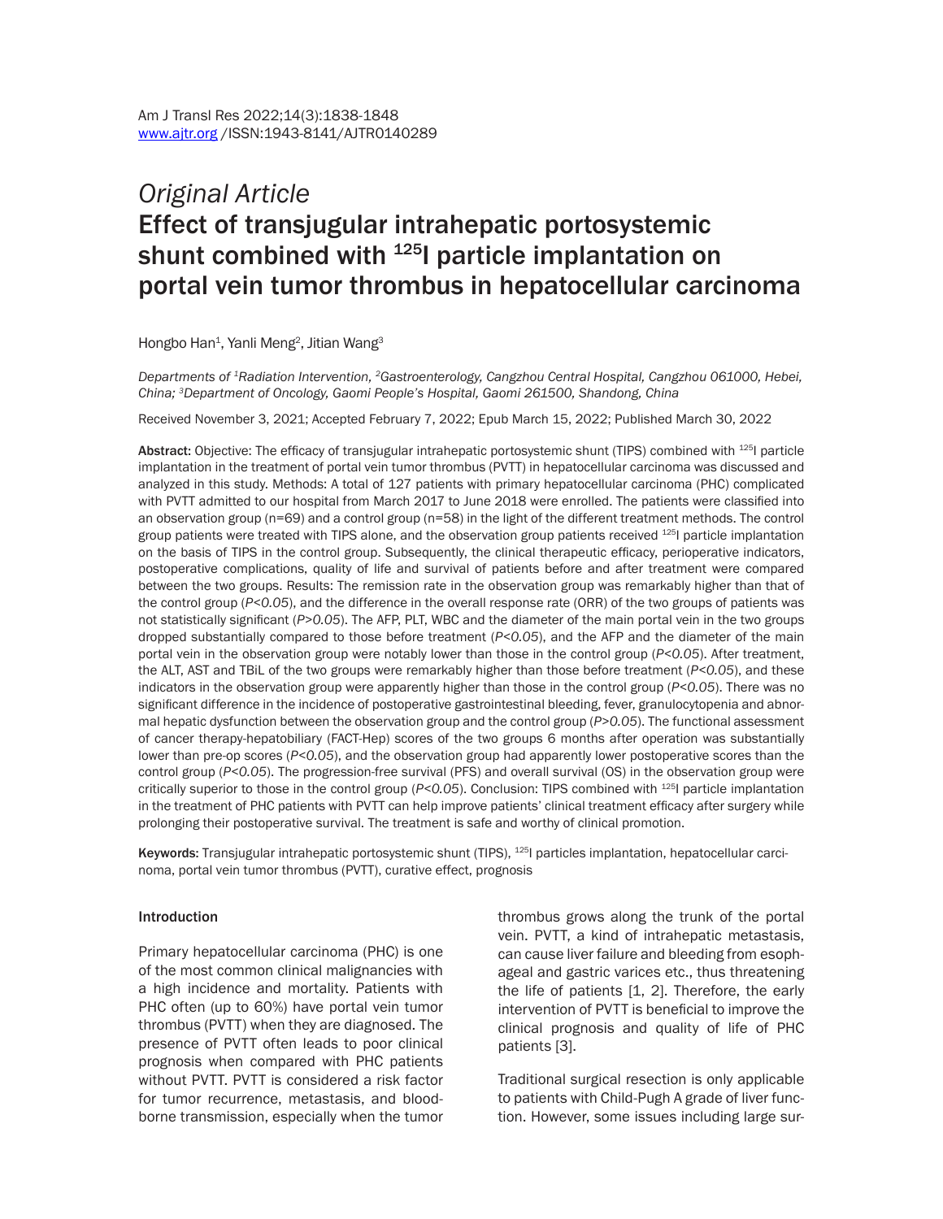*Original Article*

# Effect of transjugular intrahepatic portosystemic shunt combined with $^{125}$I particle implantation on portal vein tumor thrombus in hepatocellular carcinoma

Hongbo Han[1], Yanli Meng[2], Jitian Wang[3]

*Departments of [1]Radiation Intervention, [2]Gastroenterology, Cangzhou Central Hospital, Cangzhou 061000, Hebei, China; [3]Department of Oncology, Gaomi People's Hospital, Gaomi 261500, Shandong, China*

Received November 3, 2021; Accepted February 7, 2022; Epub March 15, 2022; Published March 30, 2022

**Abstract:** Objective: The efficacy of transjugular intrahepatic portosystemic shunt (TIPS) combined with $^{125}$I particle implantation in the treatment of portal vein tumor thrombus (PVTT) in hepatocellular carcinoma was discussed and analyzed in this study. Methods: A total of 127 patients with primary hepatocellular carcinoma (PHC) complicated with PVTT admitted to our hospital from March 2017 to June 2018 were enrolled. The patients were classified into an observation group (n=69) and a control group (n=58) in the light of the different treatment methods. The control group patients were treated with TIPS alone, and the observation group patients received $^{125}$I particle implantation on the basis of TIPS in the control group. Subsequently, the clinical therapeutic efficacy, perioperative indicators, postoperative complications, quality of life and survival of patients before and after treatment were compared between the two groups. Results: The remission rate in the observation group was remarkably higher than that of the control group (*P<0.05*), and the difference in the overall response rate (ORR) of the two groups of patients was not statistically significant (*P>0.05*). The AFP, PLT, WBC and the diameter of the main portal vein in the two groups dropped substantially compared to those before treatment (*P<0.05*), and the AFP and the diameter of the main portal vein in the observation group were notably lower than those in the control group (*P<0.05*). After treatment, the ALT, AST and TBiL of the two groups were remarkably higher than those before treatment (*P<0.05*), and these indicators in the observation group were apparently higher than those in the control group (*P<0.05*). There was no significant difference in the incidence of postoperative gastrointestinal bleeding, fever, granulocytopenia and abnormal hepatic dysfunction between the observation group and the control group (*P>0.05*). The functional assessment of cancer therapy-hepatobiliary (FACT-Hep) scores of the two groups 6 months after operation was substantially lower than pre-op scores (*P<0.05*), and the observation group had apparently lower postoperative scores than the control group (*P<0.05*). The progression-free survival (PFS) and overall survival (OS) in the observation group were critically superior to those in the control group (*P<0.05*). Conclusion: TIPS combined with $^{125}$I particle implantation in the treatment of PHC patients with PVTT can help improve patients' clinical treatment efficacy after surgery while prolonging their postoperative survival. The treatment is safe and worthy of clinical promotion.

**Keywords:** Transjugular intrahepatic portosystemic shunt (TIPS), $^{125}$I particles implantation, hepatocellular carcinoma, portal vein tumor thrombus (PVTT), curative effect, prognosis

## Introduction

Primary hepatocellular carcinoma (PHC) is one of the most common clinical malignancies with a high incidence and mortality. Patients with PHC often (up to 60%) have portal vein tumor thrombus (PVTT) when they are diagnosed. The presence of PVTT often leads to poor clinical prognosis when compared with PHC patients without PVTT. PVTT is considered a risk factor for tumor recurrence, metastasis, and blood-borne transmission, especially when the tumor thrombus grows along the trunk of the portal vein. PVTT, a kind of intrahepatic metastasis, can cause liver failure and bleeding from esophageal and gastric varices etc., thus threatening the life of patients [1, 2]. Therefore, the early intervention of PVTT is beneficial to improve the clinical prognosis and quality of life of PHC patients [3].

Traditional surgical resection is only applicable to patients with Child-Pugh A grade of liver function. However, some issues including large sur-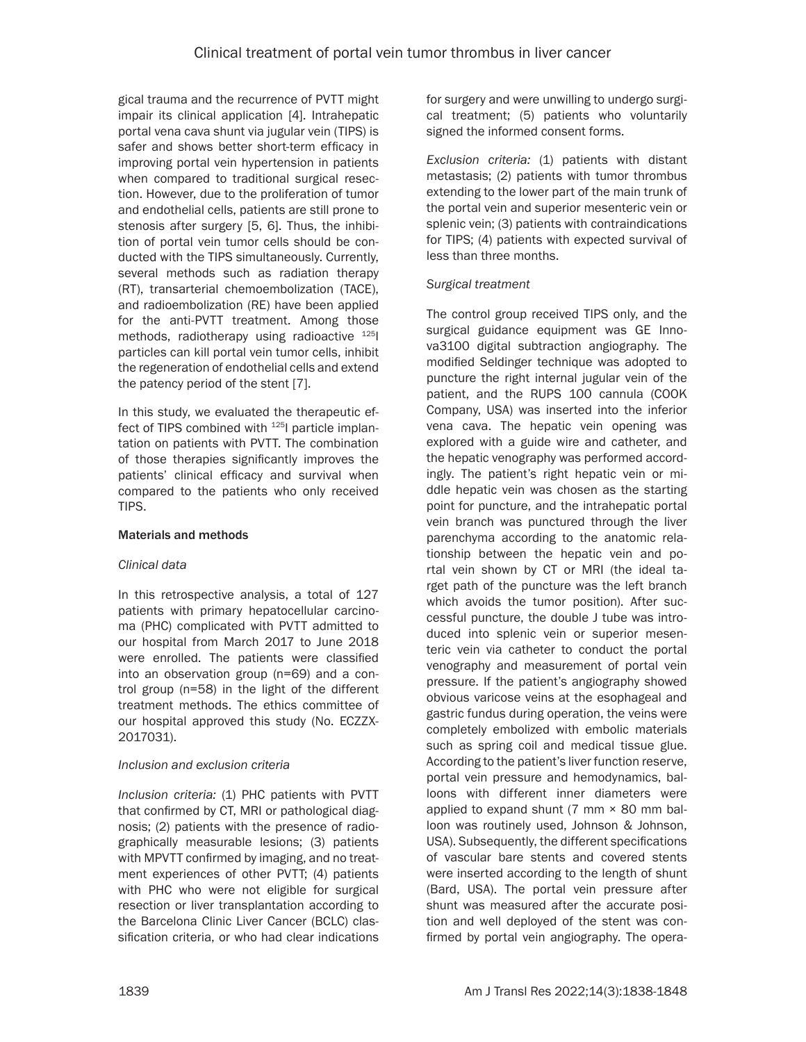gical trauma and the recurrence of PVTT might impair its clinical application [4]. Intrahepatic portal vena cava shunt via jugular vein (TIPS) is safer and shows better short-term efficacy in improving portal vein hypertension in patients when compared to traditional surgical resection. However, due to the proliferation of tumor and endothelial cells, patients are still prone to stenosis after surgery [5, 6]. Thus, the inhibition of portal vein tumor cells should be conducted with the TIPS simultaneously. Currently, several methods such as radiation therapy (RT), transarterial chemoembolization (TACE), and radioembolization (RE) have been applied for the anti-PVTT treatment. Among those methods, radiotherapy using radioactive $^{125}$I particles can kill portal vein tumor cells, inhibit the regeneration of endothelial cells and extend the patency period of the stent [7].

In this study, we evaluated the therapeutic effect of TIPS combined with $^{125}$I particle implantation on patients with PVTT. The combination of those therapies significantly improves the patients' clinical efficacy and survival when compared to the patients who only received TIPS.

## Materials and methods

### *Clinical data*

In this retrospective analysis, a total of 127 patients with primary hepatocellular carcinoma (PHC) complicated with PVTT admitted to our hospital from March 2017 to June 2018 were enrolled. The patients were classified into an observation group (n=69) and a control group (n=58) in the light of the different treatment methods. The ethics committee of our hospital approved this study (No. ECZZX-2017031).

### *Inclusion and exclusion criteria*

*Inclusion criteria:* (1) PHC patients with PVTT that confirmed by CT, MRI or pathological diagnosis; (2) patients with the presence of radiographically measurable lesions; (3) patients with MPVTT confirmed by imaging, and no treatment experiences of other PVTT; (4) patients with PHC who were not eligible for surgical resection or liver transplantation according to the Barcelona Clinic Liver Cancer (BCLC) classification criteria, or who had clear indications for surgery and were unwilling to undergo surgical treatment; (5) patients who voluntarily signed the informed consent forms.

*Exclusion criteria:* (1) patients with distant metastasis; (2) patients with tumor thrombus extending to the lower part of the main trunk of the portal vein and superior mesenteric vein or splenic vein; (3) patients with contraindications for TIPS; (4) patients with expected survival of less than three months.

### *Surgical treatment*

The control group received TIPS only, and the surgical guidance equipment was GE Innova3100 digital subtraction angiography. The modified Seldinger technique was adopted to puncture the right internal jugular vein of the patient, and the RUPS 100 cannula (COOK Company, USA) was inserted into the inferior vena cava. The hepatic vein opening was explored with a guide wire and catheter, and the hepatic venography was performed accordingly. The patient's right hepatic vein or middle hepatic vein was chosen as the starting point for puncture, and the intrahepatic portal vein branch was punctured through the liver parenchyma according to the anatomic relationship between the hepatic vein and portal vein shown by CT or MRI (the ideal target path of the puncture was the left branch which avoids the tumor position). After successful puncture, the double J tube was introduced into splenic vein or superior mesenteric vein via catheter to conduct the portal venography and measurement of portal vein pressure. If the patient's angiography showed obvious varicose veins at the esophageal and gastric fundus during operation, the veins were completely embolized with embolic materials such as spring coil and medical tissue glue. According to the patient's liver function reserve, portal vein pressure and hemodynamics, balloons with different inner diameters were applied to expand shunt (7 mm × 80 mm balloon was routinely used, Johnson & Johnson, USA). Subsequently, the different specifications of vascular bare stents and covered stents were inserted according to the length of shunt (Bard, USA). The portal vein pressure after shunt was measured after the accurate position and well deployed of the stent was confirmed by portal vein angiography. The opera-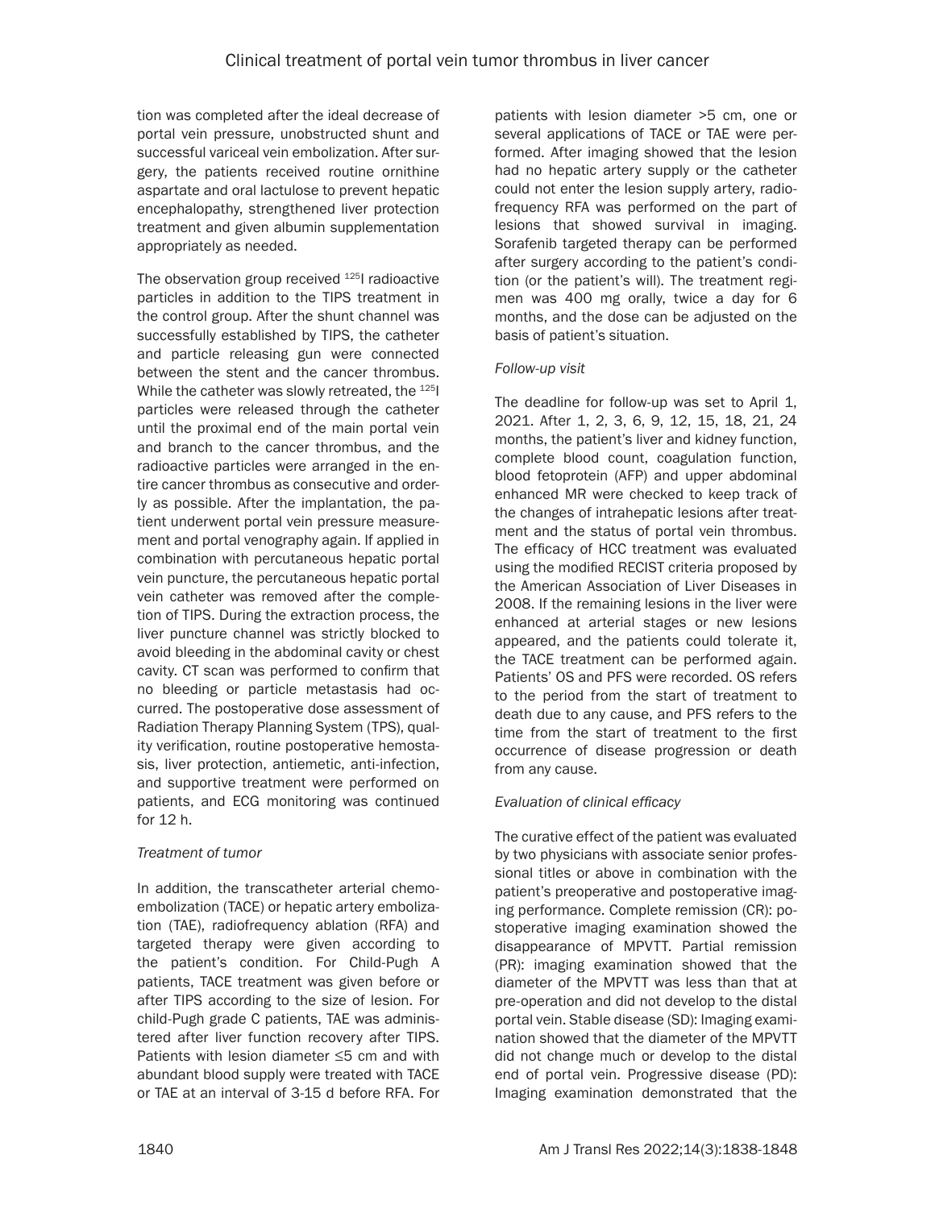tion was completed after the ideal decrease of portal vein pressure, unobstructed shunt and successful variceal vein embolization. After surgery, the patients received routine ornithine aspartate and oral lactulose to prevent hepatic encephalopathy, strengthened liver protection treatment and given albumin supplementation appropriately as needed.

The observation group received $^{125}$I radioactive particles in addition to the TIPS treatment in the control group. After the shunt channel was successfully established by TIPS, the catheter and particle releasing gun were connected between the stent and the cancer thrombus. While the catheter was slowly retreated, the $^{125}$I particles were released through the catheter until the proximal end of the main portal vein and branch to the cancer thrombus, and the radioactive particles were arranged in the entire cancer thrombus as consecutive and orderly as possible. After the implantation, the patient underwent portal vein pressure measurement and portal venography again. If applied in combination with percutaneous hepatic portal vein puncture, the percutaneous hepatic portal vein catheter was removed after the completion of TIPS. During the extraction process, the liver puncture channel was strictly blocked to avoid bleeding in the abdominal cavity or chest cavity. CT scan was performed to confirm that no bleeding or particle metastasis had occurred. The postoperative dose assessment of Radiation Therapy Planning System (TPS), quality verification, routine postoperative hemostasis, liver protection, antiemetic, anti-infection, and supportive treatment were performed on patients, and ECG monitoring was continued for 12 h.

*Treatment of tumor*

In addition, the transcatheter arterial chemoembolization (TACE) or hepatic artery embolization (TAE), radiofrequency ablation (RFA) and targeted therapy were given according to the patient's condition. For Child-Pugh A patients, TACE treatment was given before or after TIPS according to the size of lesion. For child-Pugh grade C patients, TAE was administered after liver function recovery after TIPS. Patients with lesion diameter ≤5 cm and with abundant blood supply were treated with TACE or TAE at an interval of 3-15 d before RFA. For patients with lesion diameter >5 cm, one or several applications of TACE or TAE were performed. After imaging showed that the lesion had no hepatic artery supply or the catheter could not enter the lesion supply artery, radiofrequency RFA was performed on the part of lesions that showed survival in imaging. Sorafenib targeted therapy can be performed after surgery according to the patient's condition (or the patient's will). The treatment regimen was 400 mg orally, twice a day for 6 months, and the dose can be adjusted on the basis of patient's situation.

*Follow-up visit*

The deadline for follow-up was set to April 1, 2021. After 1, 2, 3, 6, 9, 12, 15, 18, 21, 24 months, the patient's liver and kidney function, complete blood count, coagulation function, blood fetoprotein (AFP) and upper abdominal enhanced MR were checked to keep track of the changes of intrahepatic lesions after treatment and the status of portal vein thrombus. The efficacy of HCC treatment was evaluated using the modified RECIST criteria proposed by the American Association of Liver Diseases in 2008. If the remaining lesions in the liver were enhanced at arterial stages or new lesions appeared, and the patients could tolerate it, the TACE treatment can be performed again. Patients' OS and PFS were recorded. OS refers to the period from the start of treatment to death due to any cause, and PFS refers to the time from the start of treatment to the first occurrence of disease progression or death from any cause.

*Evaluation of clinical efficacy*

The curative effect of the patient was evaluated by two physicians with associate senior professional titles or above in combination with the patient's preoperative and postoperative imaging performance. Complete remission (CR): postoperative imaging examination showed the disappearance of MPVTT. Partial remission (PR): imaging examination showed that the diameter of the MPVTT was less than that at pre-operation and did not develop to the distal portal vein. Stable disease (SD): Imaging examination showed that the diameter of the MPVTT did not change much or develop to the distal end of portal vein. Progressive disease (PD): Imaging examination demonstrated that the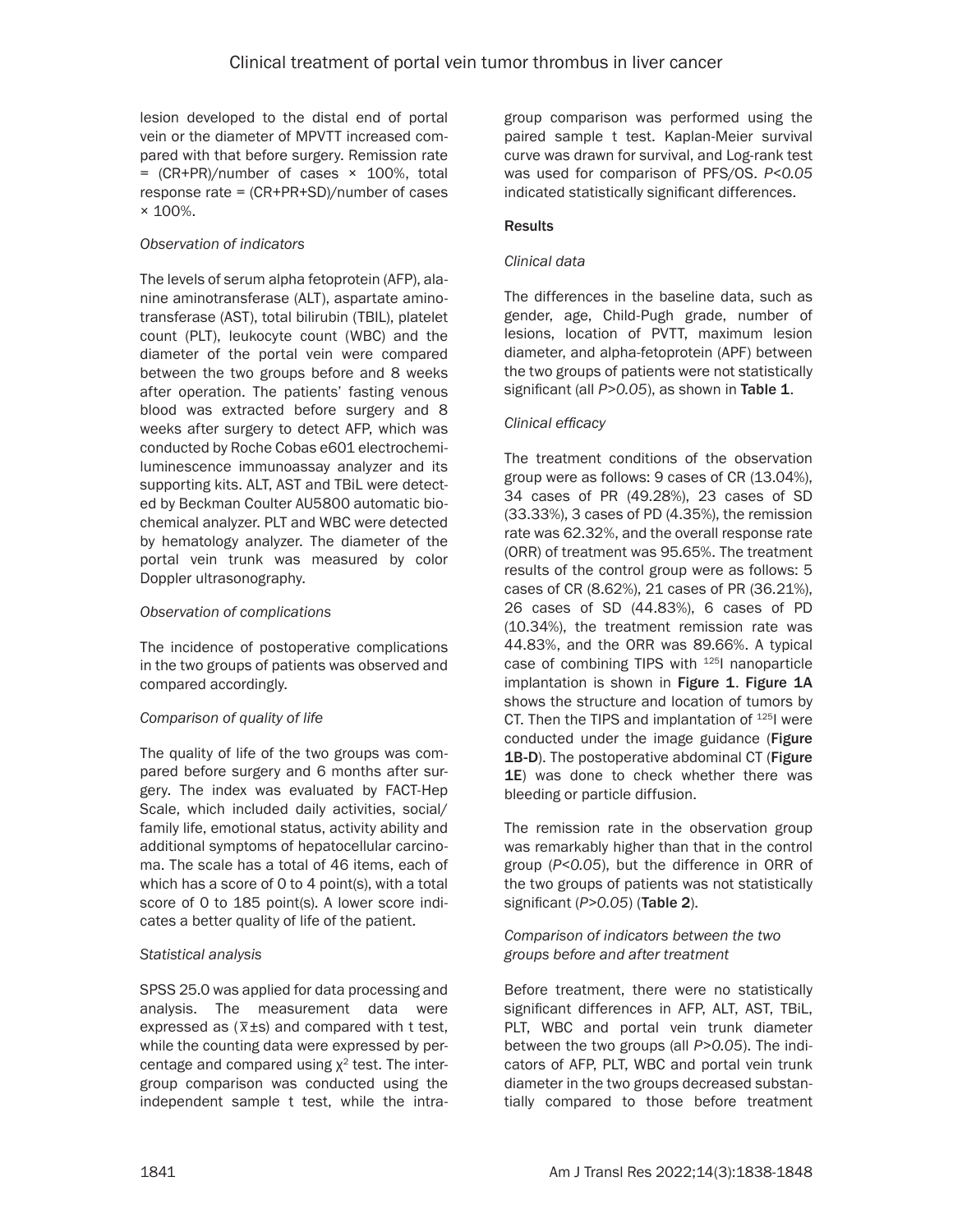lesion developed to the distal end of portal vein or the diameter of MPVTT increased compared with that before surgery. Remission rate = (CR+PR)/number of cases × 100%, total response rate = (CR+PR+SD)/number of cases × 100%.

### *Observation of indicators*

The levels of serum alpha fetoprotein (AFP), alanine aminotransferase (ALT), aspartate aminotransferase (AST), total bilirubin (TBIL), platelet count (PLT), leukocyte count (WBC) and the diameter of the portal vein were compared between the two groups before and 8 weeks after operation. The patients' fasting venous blood was extracted before surgery and 8 weeks after surgery to detect AFP, which was conducted by Roche Cobas e601 electrochemiluminescence immunoassay analyzer and its supporting kits. ALT, AST and TBiL were detected by Beckman Coulter AU5800 automatic biochemical analyzer. PLT and WBC were detected by hematology analyzer. The diameter of the portal vein trunk was measured by color Doppler ultrasonography.

### *Observation of complications*

The incidence of postoperative complications in the two groups of patients was observed and compared accordingly.

### *Comparison of quality of life*

The quality of life of the two groups was compared before surgery and 6 months after surgery. The index was evaluated by FACT-Hep Scale, which included daily activities, social/family life, emotional status, activity ability and additional symptoms of hepatocellular carcinoma. The scale has a total of 46 items, each of which has a score of 0 to 4 point(s), with a total score of 0 to 185 point(s). A lower score indicates a better quality of life of the patient.

### *Statistical analysis*

SPSS 25.0 was applied for data processing and analysis. The measurement data were expressed as ($\bar{x}\pm s$) and compared with t test, while the counting data were expressed by percentage and compared using $\chi^2$ test. The intergroup comparison was conducted using the independent sample t test, while the intra-group comparison was performed using the paired sample t test. Kaplan-Meier survival curve was drawn for survival, and Log-rank test was used for comparison of PFS/OS. $P<0.05$ indicated statistically significant differences.

## Results

### *Clinical data*

The differences in the baseline data, such as gender, age, Child-Pugh grade, number of lesions, location of PVTT, maximum lesion diameter, and alpha-fetoprotein (APF) between the two groups of patients were not statistically significant (all $P>0.05$), as shown in **Table 1**.

### *Clinical efficacy*

The treatment conditions of the observation group were as follows: 9 cases of CR (13.04%), 34 cases of PR (49.28%), 23 cases of SD (33.33%), 3 cases of PD (4.35%), the remission rate was 62.32%, and the overall response rate (ORR) of treatment was 95.65%. The treatment results of the control group were as follows: 5 cases of CR (8.62%), 21 cases of PR (36.21%), 26 cases of SD (44.83%), 6 cases of PD (10.34%), the treatment remission rate was 44.83%, and the ORR was 89.66%. A typical case of combining TIPS with $^{125}$I nanoparticle implantation is shown in **Figure 1**. **Figure 1A** shows the structure and location of tumors by CT. Then the TIPS and implantation of $^{125}$I were conducted under the image guidance (**Figure 1B-D**). The postoperative abdominal CT (**Figure 1E**) was done to check whether there was bleeding or particle diffusion.

The remission rate in the observation group was remarkably higher than that in the control group ($P<0.05$), but the difference in ORR of the two groups of patients was not statistically significant ($P>0.05$) (**Table 2**).

### *Comparison of indicators between the two groups before and after treatment*

Before treatment, there were no statistically significant differences in AFP, ALT, AST, TBiL, PLT, WBC and portal vein trunk diameter between the two groups (all $P>0.05$). The indicators of AFP, PLT, WBC and portal vein trunk diameter in the two groups decreased substantially compared to those before treatment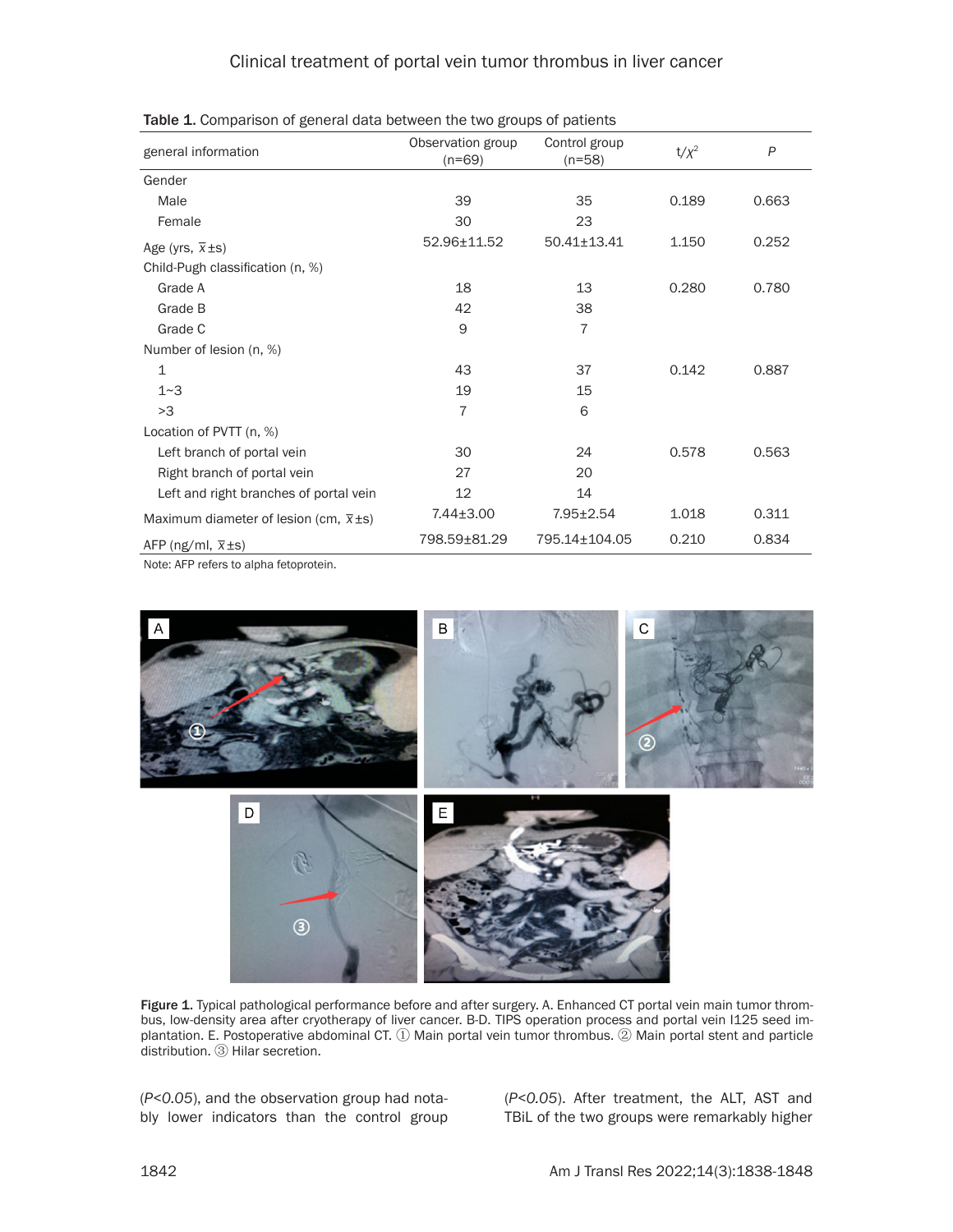Table 1. Comparison of general data between the two groups of patients

| general information | Observation group (n=69) | Control group (n=58) | $t/\chi^2$ | *P* |
|---|---|---|---|---|
| Gender | | | | |
| Male | 39 | 35 | 0.189 | 0.663 |
| Female | 30 | 23 | | |
| Age (yrs, $\bar{x}\pm s$) | 52.96±11.52 | 50.41±13.41 | 1.150 | 0.252 |
| Child-Pugh classification (n, %) | | | | |
| Grade A | 18 | 13 | 0.280 | 0.780 |
| Grade B | 42 | 38 | | |
| Grade C | 9 | 7 | | |
| Number of lesion (n, %) | | | | |
| 1 | 43 | 37 | 0.142 | 0.887 |
| 1~3 | 19 | 15 | | |
| >3 | 7 | 6 | | |
| Location of PVTT (n, %) | | | | |
| Left branch of portal vein | 30 | 24 | 0.578 | 0.563 |
| Right branch of portal vein | 27 | 20 | | |
| Left and right branches of portal vein | 12 | 14 | | |
| Maximum diameter of lesion (cm, $\bar{x}\pm s$) | 7.44±3.00 | 7.95±2.54 | 1.018 | 0.311 |
| AFP (ng/ml, $\bar{x}\pm s$) | 798.59±81.29 | 795.14±104.05 | 0.210 | 0.834 |

Note: AFP refers to alpha fetoprotein.

Figure 1. Typical pathological performance before and after surgery. A. Enhanced CT portal vein main tumor thrombus, low-density area after cryotherapy of liver cancer. B-D. TIPS operation process and portal vein I125 seed implantation. E. Postoperative abdominal CT. ① Main portal vein tumor thrombus. ② Main portal stent and particle distribution. ③ Hilar secretion.

(*P<0.05*), and the observation group had notably lower indicators than the control group (*P<0.05*). After treatment, the ALT, AST and TBiL of the two groups were remarkably higher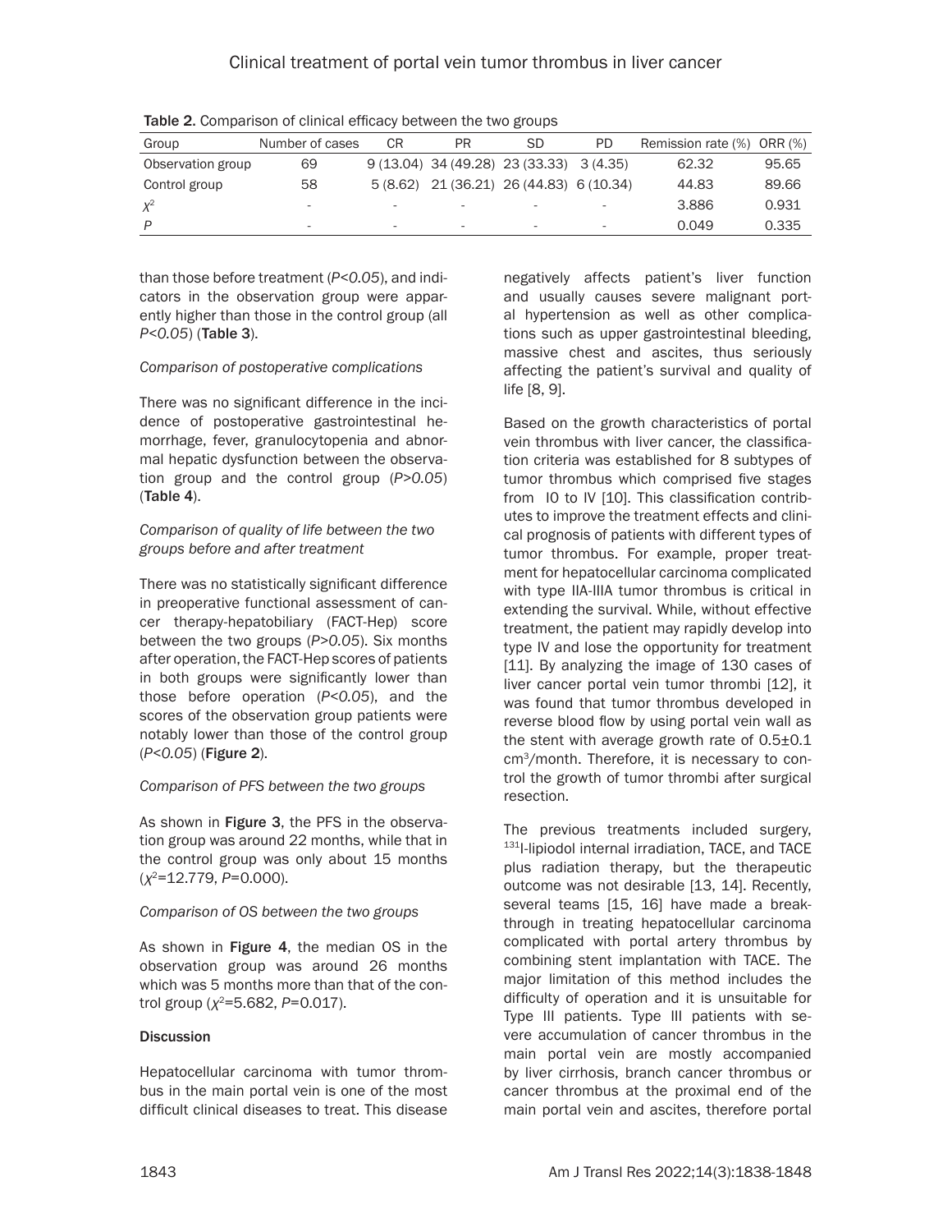**Table 2.** Comparison of clinical efficacy between the two groups

| Group | Number of cases | CR | PR | SD | PD | Remission rate (%) | ORR (%) |
|---|---|---|---|---|---|---|---|
| Observation group | 69 | 9 (13.04) | 34 (49.28) | 23 (33.33) | 3 (4.35) | 62.32 | 95.65 |
| Control group | 58 | 5 (8.62) | 21 (36.21) | 26 (44.83) | 6 (10.34) | 44.83 | 89.66 |
| $\chi^2$ | - | - | - | - | - | 3.886 | 0.931 |
| *P* | - | - | - | - | - | 0.049 | 0.335 |

than those before treatment (*P<0.05*), and indicators in the observation group were apparently higher than those in the control group (all *P<0.05*) (**Table 3**).

*Comparison of postoperative complications*

There was no significant difference in the incidence of postoperative gastrointestinal hemorrhage, fever, granulocytopenia and abnormal hepatic dysfunction between the observation group and the control group (*P>0.05*) (**Table 4**).

*Comparison of quality of life between the two groups before and after treatment*

There was no statistically significant difference in preoperative functional assessment of cancer therapy-hepatobiliary (FACT-Hep) score between the two groups (*P>0.05*). Six months after operation, the FACT-Hep scores of patients in both groups were significantly lower than those before operation (*P<0.05*), and the scores of the observation group patients were notably lower than those of the control group (*P<0.05*) (**Figure 2**).

*Comparison of PFS between the two groups*

As shown in **Figure 3**, the PFS in the observation group was around 22 months, while that in the control group was only about 15 months ($\chi^2$=12.779, *P*=0.000).

*Comparison of OS between the two groups*

As shown in **Figure 4**, the median OS in the observation group was around 26 months which was 5 months more than that of the control group ($\chi^2$=5.682, *P*=0.017).

**Discussion**

Hepatocellular carcinoma with tumor thrombus in the main portal vein is one of the most difficult clinical diseases to treat. This disease negatively affects patient's liver function and usually causes severe malignant portal hypertension as well as other complications such as upper gastrointestinal bleeding, massive chest and ascites, thus seriously affecting the patient's survival and quality of life [8, 9].

Based on the growth characteristics of portal vein thrombus with liver cancer, the classification criteria was established for 8 subtypes of tumor thrombus which comprised five stages from I0 to IV [10]. This classification contributes to improve the treatment effects and clinical prognosis of patients with different types of tumor thrombus. For example, proper treatment for hepatocellular carcinoma complicated with type IIA-IIIA tumor thrombus is critical in extending the survival. While, without effective treatment, the patient may rapidly develop into type IV and lose the opportunity for treatment [11]. By analyzing the image of 130 cases of liver cancer portal vein tumor thrombi [12], it was found that tumor thrombus developed in reverse blood flow by using portal vein wall as the stent with average growth rate of 0.5±0.1 $cm^3$/month. Therefore, it is necessary to control the growth of tumor thrombi after surgical resection.

The previous treatments included surgery, $^{131}$I-lipiodol internal irradiation, TACE, and TACE plus radiation therapy, but the therapeutic outcome was not desirable [13, 14]. Recently, several teams [15, 16] have made a breakthrough in treating hepatocellular carcinoma complicated with portal artery thrombus by combining stent implantation with TACE. The major limitation of this method includes the difficulty of operation and it is unsuitable for Type III patients. Type III patients with severe accumulation of cancer thrombus in the main portal vein are mostly accompanied by liver cirrhosis, branch cancer thrombus or cancer thrombus at the proximal end of the main portal vein and ascites, therefore portal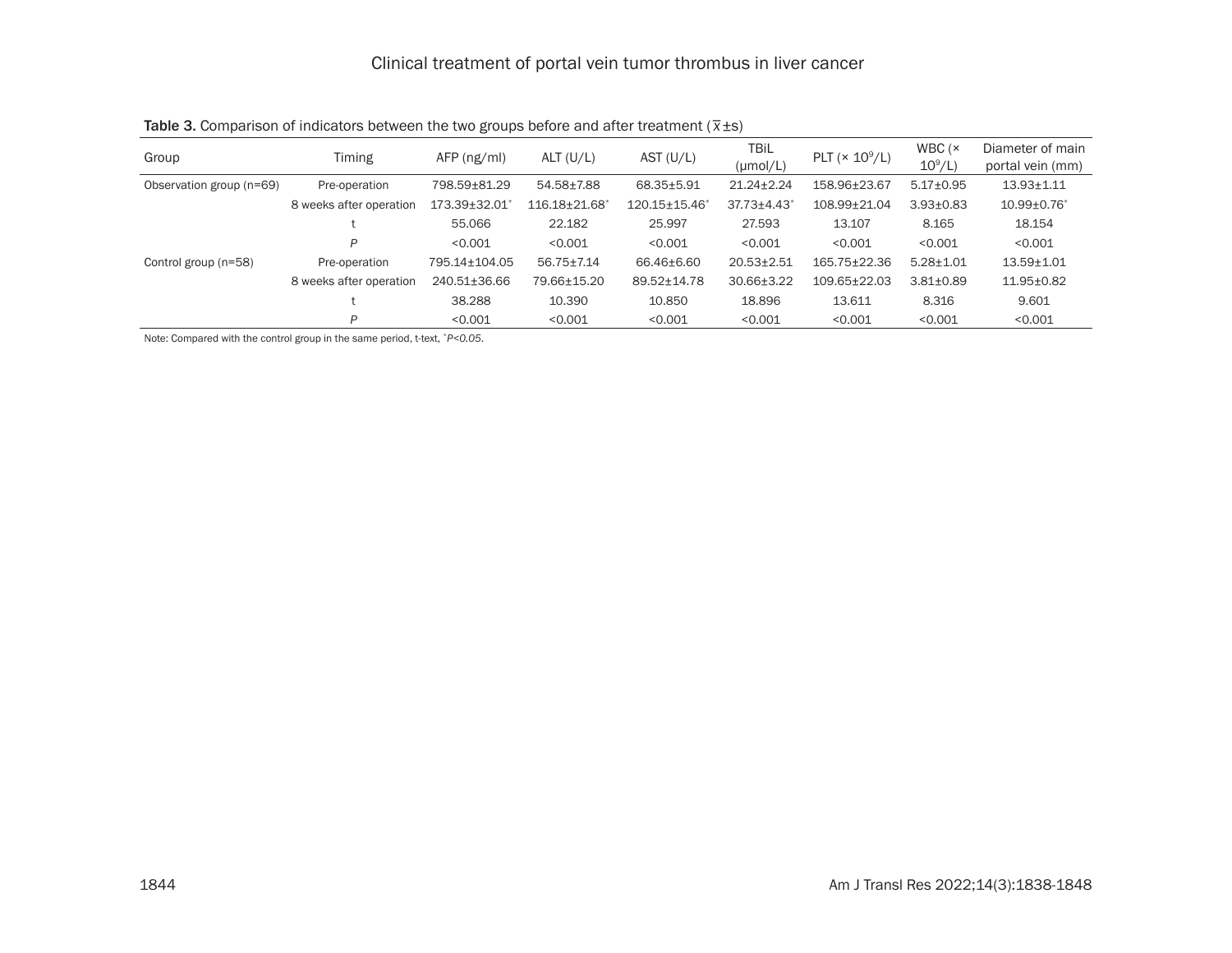**Table 3.** Comparison of indicators between the two groups before and after treatment ($\overline{x}$±s)

| Group | Timing | AFP (ng/ml) | ALT (U/L) | AST (U/L) | TBiL (μmol/L) | PLT (× $10^9$/L) | WBC (× $10^9$/L) | Diameter of main portal vein (mm) |
|---|---|---|---|---|---|---|---|---|
| Observation group (n=69) | Pre-operation | 798.59±81.29 | 54.58±7.88 | 68.35±5.91 | 21.24±2.24 | 158.96±23.67 | 5.17±0.95 | 13.93±1.11 |
| | 8 weeks after operation | 173.39±32.01* | 116.18±21.68* | 120.15±15.46* | 37.73±4.43* | 108.99±21.04 | 3.93±0.83 | 10.99±0.76* |
| | t | 55.066 | 22.182 | 25.997 | 27.593 | 13.107 | 8.165 | 18.154 |
| | *P* | <0.001 | <0.001 | <0.001 | <0.001 | <0.001 | <0.001 | <0.001 |
| Control group (n=58) | Pre-operation | 795.14±104.05 | 56.75±7.14 | 66.46±6.60 | 20.53±2.51 | 165.75±22.36 | 5.28±1.01 | 13.59±1.01 |
| | 8 weeks after operation | 240.51±36.66 | 79.66±15.20 | 89.52±14.78 | 30.66±3.22 | 109.65±22.03 | 3.81±0.89 | 11.95±0.82 |
| | t | 38.288 | 10.390 | 10.850 | 18.896 | 13.611 | 8.316 | 9.601 |
| | *P* | <0.001 | <0.001 | <0.001 | <0.001 | <0.001 | <0.001 | <0.001 |

Note: Compared with the control group in the same period, t-text, *$P<0.05$.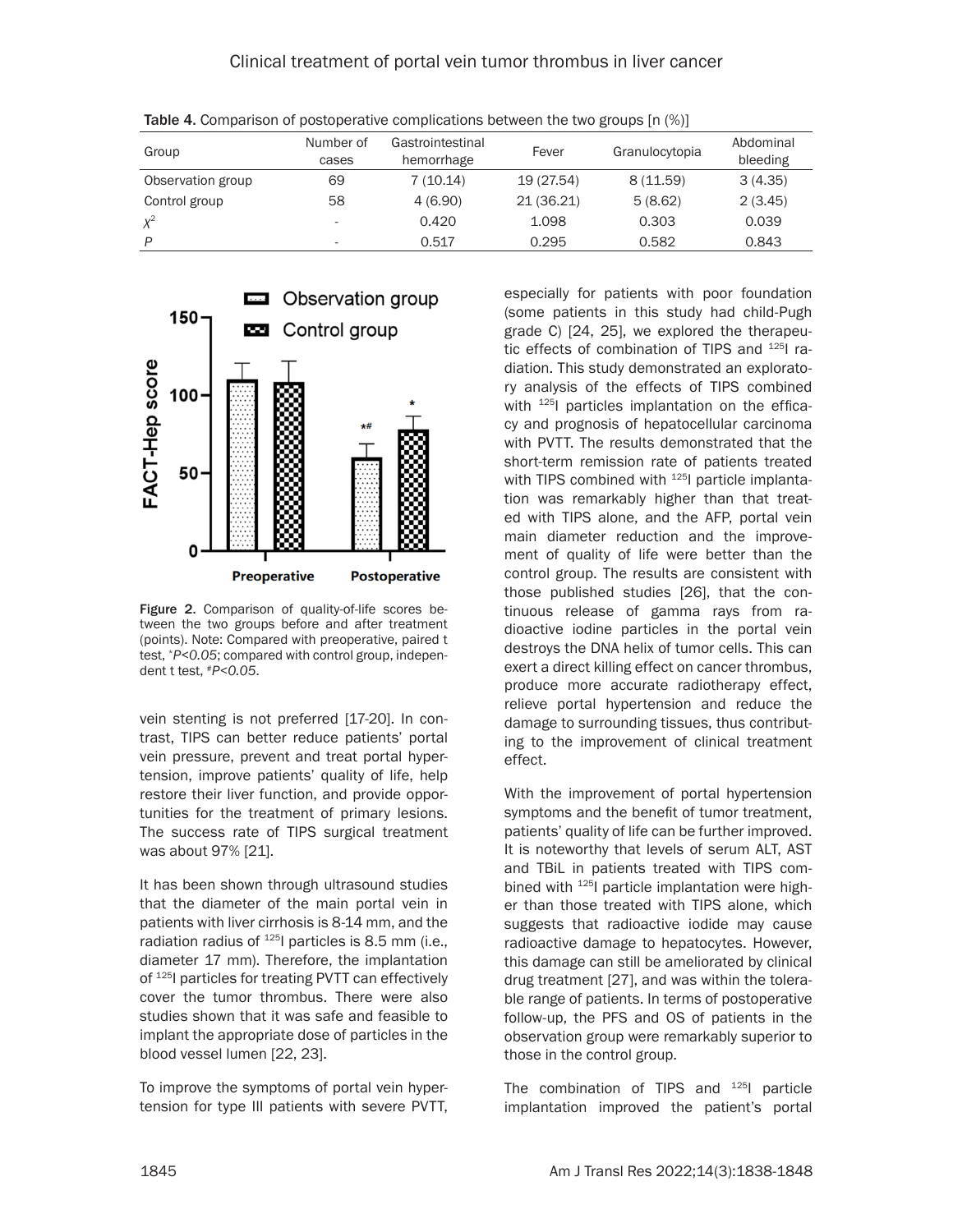Table 4. Comparison of postoperative complications between the two groups [n (%)]

| Group | Number of cases | Gastrointestinal hemorrhage | Fever | Granulocytopia | Abdominal bleeding |
|---|---|---|---|---|---|
| Observation group | 69 | 7 (10.14) | 19 (27.54) | 8 (11.59) | 3 (4.35) |
| Control group | 58 | 4 (6.90) | 21 (36.21) | 5 (8.62) | 2 (3.45) |
| $\chi^2$ | - | 0.420 | 1.098 | 0.303 | 0.039 |
| $P$ | - | 0.517 | 0.295 | 0.582 | 0.843 |

Figure 2. Comparison of quality-of-life scores between the two groups before and after treatment (points). Note: Compared with preoperative, paired t test, *$P<0.05$; compared with control group, independent t test, #$P<0.05$.

vein stenting is not preferred [17-20]. In contrast, TIPS can better reduce patients' portal vein pressure, prevent and treat portal hypertension, improve patients' quality of life, help restore their liver function, and provide opportunities for the treatment of primary lesions. The success rate of TIPS surgical treatment was about 97% [21].

It has been shown through ultrasound studies that the diameter of the main portal vein in patients with liver cirrhosis is 8-14 mm, and the radiation radius of $^{125}$I particles is 8.5 mm (i.e., diameter 17 mm). Therefore, the implantation of $^{125}$I particles for treating PVTT can effectively cover the tumor thrombus. There were also studies shown that it was safe and feasible to implant the appropriate dose of particles in the blood vessel lumen [22, 23].

To improve the symptoms of portal vein hypertension for type III patients with severe PVTT, especially for patients with poor foundation (some patients in this study had child-Pugh grade C) [24, 25], we explored the therapeutic effects of combination of TIPS and $^{125}$I radiation. This study demonstrated an exploratory analysis of the effects of TIPS combined with $^{125}$I particles implantation on the efficacy and prognosis of hepatocellular carcinoma with PVTT. The results demonstrated that the short-term remission rate of patients treated with TIPS combined with $^{125}$I particle implantation was remarkably higher than that treated with TIPS alone, and the AFP, portal vein main diameter reduction and the improvement of quality of life were better than the control group. The results are consistent with those published studies [26], that the continuous release of gamma rays from radioactive iodine particles in the portal vein destroys the DNA helix of tumor cells. This can exert a direct killing effect on cancer thrombus, produce more accurate radiotherapy effect, relieve portal hypertension and reduce the damage to surrounding tissues, thus contributing to the improvement of clinical treatment effect.

With the improvement of portal hypertension symptoms and the benefit of tumor treatment, patients' quality of life can be further improved. It is noteworthy that levels of serum ALT, AST and TBiL in patients treated with TIPS combined with $^{125}$I particle implantation were higher than those treated with TIPS alone, which suggests that radioactive iodide may cause radioactive damage to hepatocytes. However, this damage can still be ameliorated by clinical drug treatment [27], and was within the tolerable range of patients. In terms of postoperative follow-up, the PFS and OS of patients in the observation group were remarkably superior to those in the control group.

The combination of TIPS and $^{125}$I particle implantation improved the patient's portal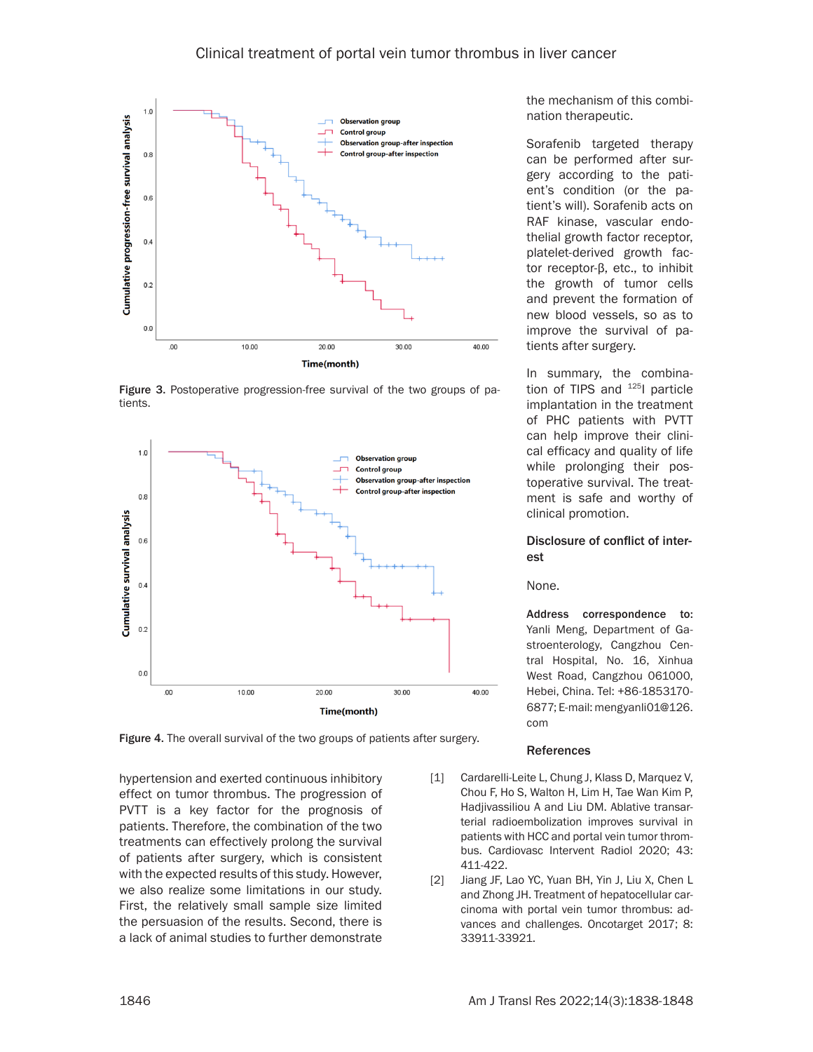Figure 3. Postoperative progression-free survival of the two groups of patients.

Figure 4. The overall survival of the two groups of patients after surgery.

hypertension and exerted continuous inhibitory effect on tumor thrombus. The progression of PVTT is a key factor for the prognosis of patients. Therefore, the combination of the two treatments can effectively prolong the survival of patients after surgery, which is consistent with the expected results of this study. However, we also realize some limitations in our study. First, the relatively small sample size limited the persuasion of the results. Second, there is a lack of animal studies to further demonstrate the mechanism of this combination therapeutic.

Sorafenib targeted therapy can be performed after surgery according to the patient's condition (or the patient's will). Sorafenib acts on RAF kinase, vascular endothelial growth factor receptor, platelet-derived growth factor receptor-β, etc., to inhibit the growth of tumor cells and prevent the formation of new blood vessels, so as to improve the survival of patients after surgery.

In summary, the combination of TIPS and $^{125}$I particle implantation in the treatment of PHC patients with PVTT can help improve their clinical efficacy and quality of life while prolonging their postoperative survival. The treatment is safe and worthy of clinical promotion.

## Disclosure of conflict of interest

None.

**Address correspondence to:** Yanli Meng, Department of Gastroenterology, Cangzhou Central Hospital, No. 16, Xinhua West Road, Cangzhou 061000, Hebei, China. Tel: +86-18531706877; E-mail: mengyanli01@126.com

## References

[1] Cardarelli-Leite L, Chung J, Klass D, Marquez V, Chou F, Ho S, Walton H, Lim H, Tae Wan Kim P, Hadjivassiliou A and Liu DM. Ablative transarterial radioembolization improves survival in patients with HCC and portal vein tumor thrombus. Cardiovasc Intervent Radiol 2020; 43: 411-422.

[2] Jiang JF, Lao YC, Yuan BH, Yin J, Liu X, Chen L and Zhong JH. Treatment of hepatocellular carcinoma with portal vein tumor thrombus: advances and challenges. Oncotarget 2017; 8: 33911-33921.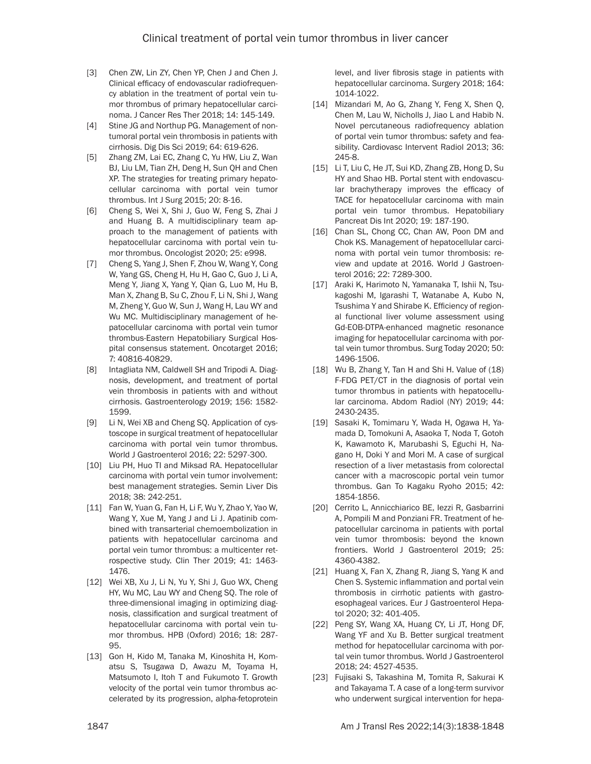[3] Chen ZW, Lin ZY, Chen YP, Chen J and Chen J. Clinical efficacy of endovascular radiofrequency ablation in the treatment of portal vein tumor thrombus of primary hepatocellular carcinoma. J Cancer Res Ther 2018; 14: 145-149.

[4] Stine JG and Northup PG. Management of non-tumoral portal vein thrombosis in patients with cirrhosis. Dig Dis Sci 2019; 64: 619-626.

[5] Zhang ZM, Lai EC, Zhang C, Yu HW, Liu Z, Wan BJ, Liu LM, Tian ZH, Deng H, Sun QH and Chen XP. The strategies for treating primary hepatocellular carcinoma with portal vein tumor thrombus. Int J Surg 2015; 20: 8-16.

[6] Cheng S, Wei X, Shi J, Guo W, Feng S, Zhai J and Huang B. A multidisciplinary team approach to the management of patients with hepatocellular carcinoma with portal vein tumor thrombus. Oncologist 2020; 25: e998.

[7] Cheng S, Yang J, Shen F, Zhou W, Wang Y, Cong W, Yang GS, Cheng H, Hu H, Gao C, Guo J, Li A, Meng Y, Jiang X, Yang Y, Qian G, Luo M, Hu B, Man X, Zhang B, Su C, Zhou F, Li N, Shi J, Wang M, Zheng Y, Guo W, Sun J, Wang H, Lau WY and Wu MC. Multidisciplinary management of hepatocellular carcinoma with portal vein tumor thrombus-Eastern Hepatobiliary Surgical Hospital consensus statement. Oncotarget 2016; 7: 40816-40829.

[8] Intagliata NM, Caldwell SH and Tripodi A. Diagnosis, development, and treatment of portal vein thrombosis in patients with and without cirrhosis. Gastroenterology 2019; 156: 1582-1599.

[9] Li N, Wei XB and Cheng SQ. Application of cystoscope in surgical treatment of hepatocellular carcinoma with portal vein tumor thrombus. World J Gastroenterol 2016; 22: 5297-300.

[10] Liu PH, Huo TI and Miksad RA. Hepatocellular carcinoma with portal vein tumor involvement: best management strategies. Semin Liver Dis 2018; 38: 242-251.

[11] Fan W, Yuan G, Fan H, Li F, Wu Y, Zhao Y, Yao W, Wang Y, Xue M, Yang J and Li J. Apatinib combined with transarterial chemoembolization in patients with hepatocellular carcinoma and portal vein tumor thrombus: a multicenter retrospective study. Clin Ther 2019; 41: 1463-1476.

[12] Wei XB, Xu J, Li N, Yu Y, Shi J, Guo WX, Cheng HY, Wu MC, Lau WY and Cheng SQ. The role of three-dimensional imaging in optimizing diagnosis, classification and surgical treatment of hepatocellular carcinoma with portal vein tumor thrombus. HPB (Oxford) 2016; 18: 287-95.

[13] Gon H, Kido M, Tanaka M, Kinoshita H, Komatsu S, Tsugawa D, Awazu M, Toyama H, Matsumoto I, Itoh T and Fukumoto T. Growth velocity of the portal vein tumor thrombus accelerated by its progression, alpha-fetoprotein level, and liver fibrosis stage in patients with hepatocellular carcinoma. Surgery 2018; 164: 1014-1022.

[14] Mizandari M, Ao G, Zhang Y, Feng X, Shen Q, Chen M, Lau W, Nicholls J, Jiao L and Habib N. Novel percutaneous radiofrequency ablation of portal vein tumor thrombus: safety and feasibility. Cardiovasc Intervent Radiol 2013; 36: 245-8.

[15] Li T, Liu C, He JT, Sui KD, Zhang ZB, Hong D, Su HY and Shao HB. Portal stent with endovascular brachytherapy improves the efficacy of TACE for hepatocellular carcinoma with main portal vein tumor thrombus. Hepatobiliary Pancreat Dis Int 2020; 19: 187-190.

[16] Chan SL, Chong CC, Chan AW, Poon DM and Chok KS. Management of hepatocellular carcinoma with portal vein tumor thrombosis: review and update at 2016. World J Gastroenterol 2016; 22: 7289-300.

[17] Araki K, Harimoto N, Yamanaka T, Ishii N, Tsukagoshi M, Igarashi T, Watanabe A, Kubo N, Tsushima Y and Shirabe K. Efficiency of regional functional liver volume assessment using Gd-EOB-DTPA-enhanced magnetic resonance imaging for hepatocellular carcinoma with portal vein tumor thrombus. Surg Today 2020; 50: 1496-1506.

[18] Wu B, Zhang Y, Tan H and Shi H. Value of (18) F-FDG PET/CT in the diagnosis of portal vein tumor thrombus in patients with hepatocellular carcinoma. Abdom Radiol (NY) 2019; 44: 2430-2435.

[19] Sasaki K, Tomimaru Y, Wada H, Ogawa H, Yamada D, Tomokuni A, Asaoka T, Noda T, Gotoh K, Kawamoto K, Marubashi S, Eguchi H, Nagano H, Doki Y and Mori M. A case of surgical resection of a liver metastasis from colorectal cancer with a macroscopic portal vein tumor thrombus. Gan To Kagaku Ryoho 2015; 42: 1854-1856.

[20] Cerrito L, Annicchiarico BE, Iezzi R, Gasbarrini A, Pompili M and Ponziani FR. Treatment of hepatocellular carcinoma in patients with portal vein tumor thrombosis: beyond the known frontiers. World J Gastroenterol 2019; 25: 4360-4382.

[21] Huang X, Fan X, Zhang R, Jiang S, Yang K and Chen S. Systemic inflammation and portal vein thrombosis in cirrhotic patients with gastroesophageal varices. Eur J Gastroenterol Hepatol 2020; 32: 401-405.

[22] Peng SY, Wang XA, Huang CY, Li JT, Hong DF, Wang YF and Xu B. Better surgical treatment method for hepatocellular carcinoma with portal vein tumor thrombus. World J Gastroenterol 2018; 24: 4527-4535.

[23] Fujisaki S, Takashina M, Tomita R, Sakurai K and Takayama T. A case of a long-term survivor who underwent surgical intervention for hepa-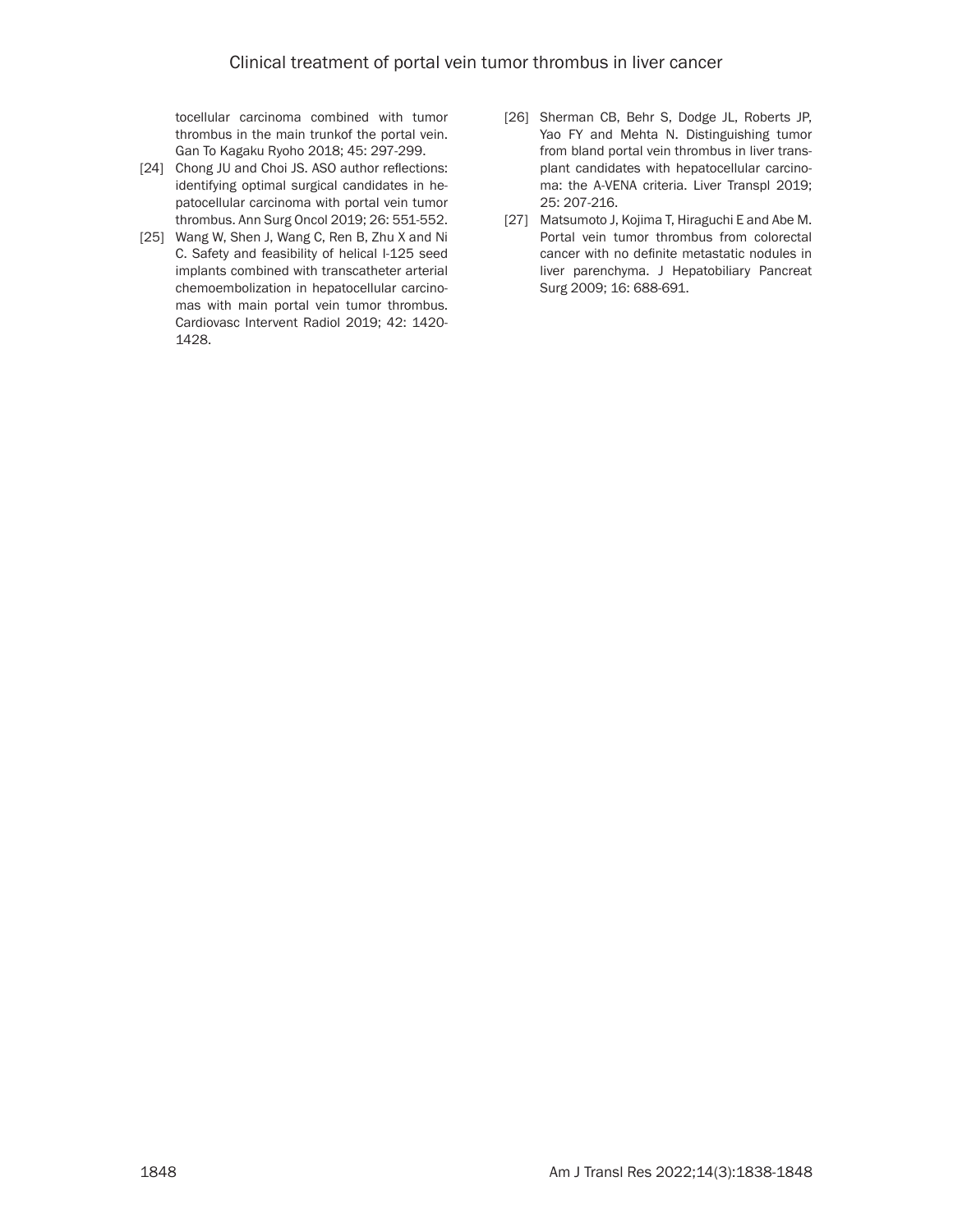tocellular carcinoma combined with tumor thrombus in the main trunkof the portal vein. Gan To Kagaku Ryoho 2018; 45: 297-299.

[24] Chong JU and Choi JS. ASO author reflections: identifying optimal surgical candidates in hepatocellular carcinoma with portal vein tumor thrombus. Ann Surg Oncol 2019; 26: 551-552.

[25] Wang W, Shen J, Wang C, Ren B, Zhu X and Ni C. Safety and feasibility of helical I-125 seed implants combined with transcatheter arterial chemoembolization in hepatocellular carcinomas with main portal vein tumor thrombus. Cardiovasc Intervent Radiol 2019; 42: 1420-1428.

[26] Sherman CB, Behr S, Dodge JL, Roberts JP, Yao FY and Mehta N. Distinguishing tumor from bland portal vein thrombus in liver transplant candidates with hepatocellular carcinoma: the A-VENA criteria. Liver Transpl 2019; 25: 207-216.

[27] Matsumoto J, Kojima T, Hiraguchi E and Abe M. Portal vein tumor thrombus from colorectal cancer with no definite metastatic nodules in liver parenchyma. J Hepatobiliary Pancreat Surg 2009; 16: 688-691.